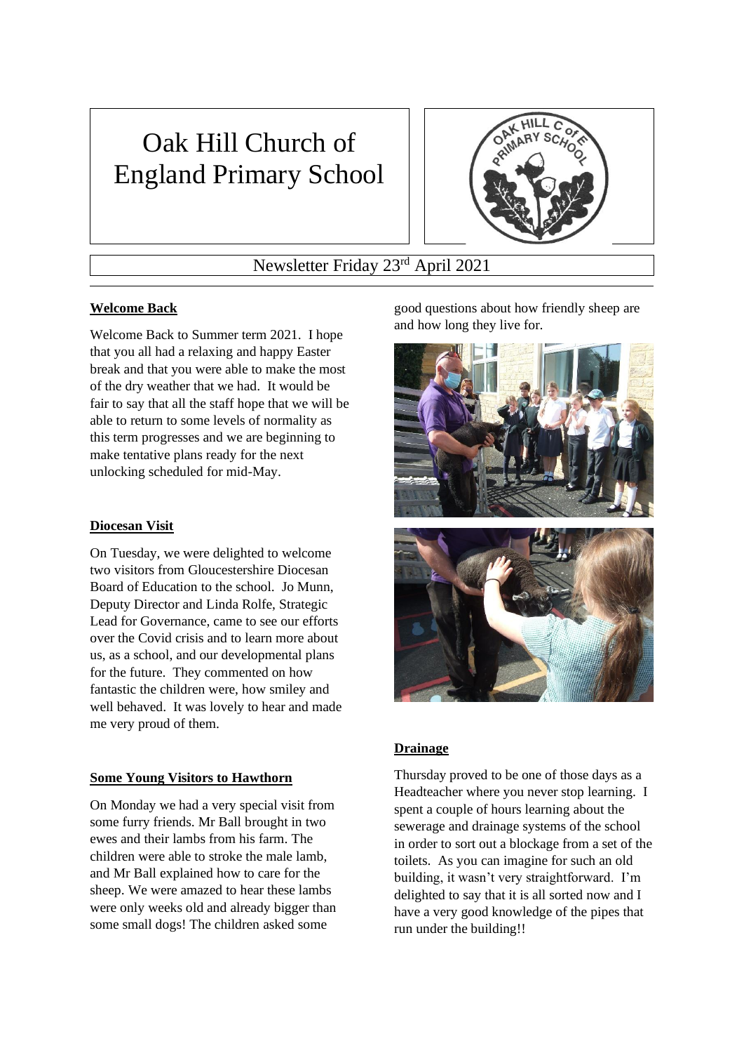# Oak Hill Church of England Primary School

Newsletter Friday 23rd April 2021

## Welcome Back

Welcome Back to Summer term 2021. I hope that you all had a relaxing and happy Easter break and that you were able to make the most of the dry weather that we had. It would be fair to say that all the staff hope that we will be able to return to some levels of normality as this term progresses and we are beginning to make tentative plans ready for the next unlocking scheduled for mid-May.

## Diocesan Visit

On Tuesday, we were delighted to welcome two visitors from Gloucestershire Diocesan Board of Education to the school. Jo Munn, Deputy Director and Linda Rolfe, Strategic Lead for Governance, came to see our efforts over the Covid crisis and to learn more about us, as a school, and our developmental plans for the future. They commented on how fantastic the children were, how smiley and well behaved. It was lovely to hear and made me very proud of them.

## Some Young Visitors to Hawthorn

On Monday we had a very special visit from some furry friends. Mr Ball brought in two ewes and their lambs from his farm. The children were able to stroke the male lamb, and Mr Ball explained how to care for the sheep. We were amazed to hear these lambs were only weeks old and already bigger than some small dogs! The children asked some good questions about how friendly sheep are and how long they live for.

## Drainage

Thursday proved to be one of those days as a Headteacher where you never stop learning. I spent a couple of hours learning about the sewerage and drainage systems of the school in order to sort out a blockage from a set of the toilets. As you can imagine for such an old building, it wasn't very straightforward. I'm delighted to say that it is all sorted now and I have a very good knowledge of the pipes that run under the building!!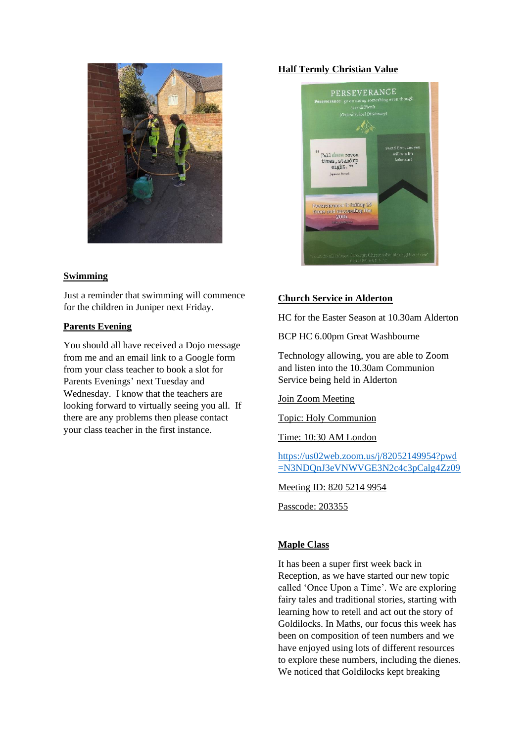## Swimming

Just a reminder that swimming will commence for the children in Juniper next Friday.

## Parents Evening

You should all have received a Dojo message from me and an email link to a Google form from your class teacher to book a slot for Parents Evenings' next Tuesday and Wednesday. I know that the teachers are looking forward to virtually seeing you all. If there are any problems then please contact your class teacher in the first instance.

## Half Termly Christian Value

## Church Service in Alderton

HC for the Easter Season at 10.30am Alderton

BCP HC 6.00pm Great Washbourne

Technology allowing, you are able to Zoom and listen into the 10.30am Communion Service being held in Alderton

Join Zoom Meeting

Topic: Holy Communion

Time: 10:30 AM London

https://us02web.zoom.us/j/82052149954?pwd=N3NDQnJ3eVNWVGE3N2c4c3pCalg4Zz09

Meeting ID: 820 5214 9954

Passcode: 203355

## Maple Class

It has been a super first week back in Reception, as we have started our new topic called 'Once Upon a Time'. We are exploring fairy tales and traditional stories, starting with learning how to retell and act out the story of Goldilocks. In Maths, our focus this week has been on composition of teen numbers and we have enjoyed using lots of different resources to explore these numbers, including the dienes. We noticed that Goldilocks kept breaking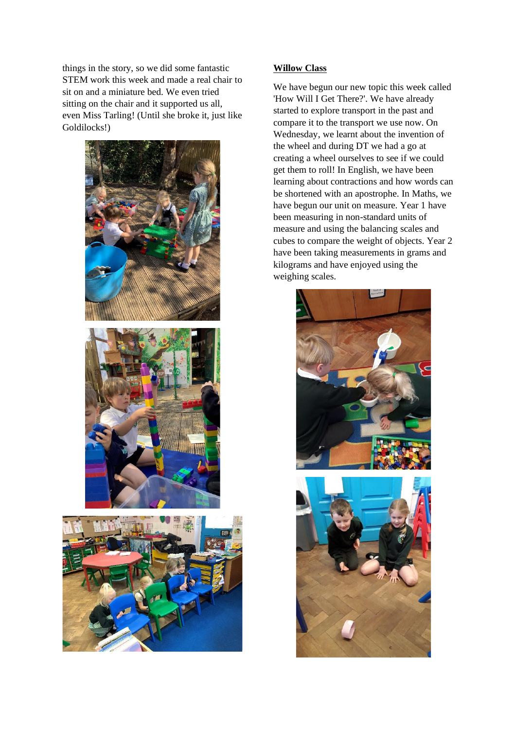things in the story, so we did some fantastic STEM work this week and made a real chair to sit on and a miniature bed. We even tried sitting on the chair and it supported us all, even Miss Tarling! (Until she broke it, just like Goldilocks!)

## Willow Class

We have begun our new topic this week called 'How Will I Get There?'. We have already started to explore transport in the past and compare it to the transport we use now. On Wednesday, we learnt about the invention of the wheel and during DT we had a go at creating a wheel ourselves to see if we could get them to roll! In English, we have been learning about contractions and how words can be shortened with an apostrophe. In Maths, we have begun our unit on measure. Year 1 have been measuring in non-standard units of measure and using the balancing scales and cubes to compare the weight of objects. Year 2 have been taking measurements in grams and kilograms and have enjoyed using the weighing scales.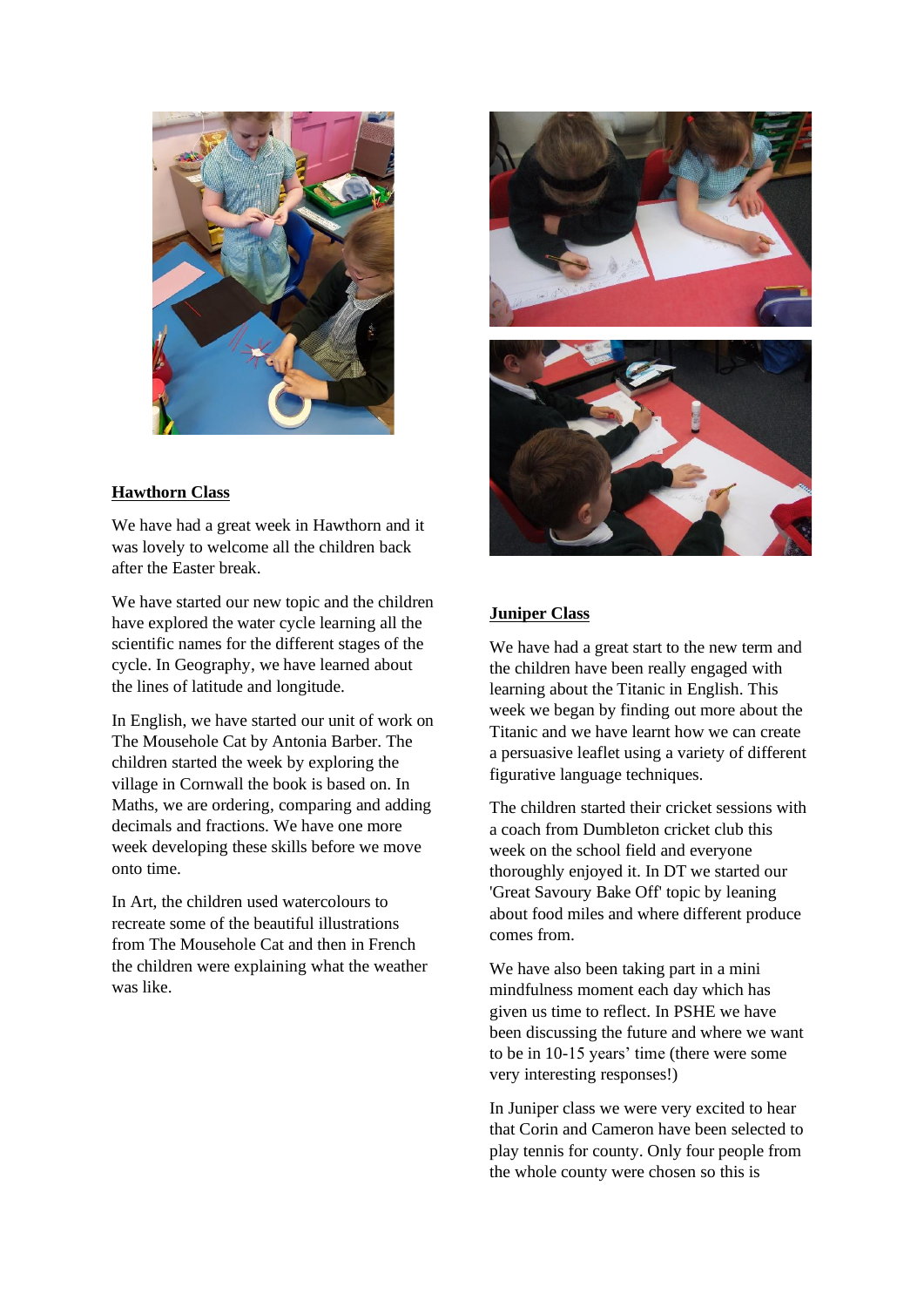## Hawthorn Class

We have had a great week in Hawthorn and it was lovely to welcome all the children back after the Easter break.

We have started our new topic and the children have explored the water cycle learning all the scientific names for the different stages of the cycle. In Geography, we have learned about the lines of latitude and longitude.

In English, we have started our unit of work on The Mousehole Cat by Antonia Barber. The children started the week by exploring the village in Cornwall the book is based on. In Maths, we are ordering, comparing and adding decimals and fractions. We have one more week developing these skills before we move onto time.

In Art, the children used watercolours to recreate some of the beautiful illustrations from The Mousehole Cat and then in French the children were explaining what the weather was like.

## Juniper Class

We have had a great start to the new term and the children have been really engaged with learning about the Titanic in English. This week we began by finding out more about the Titanic and we have learnt how we can create a persuasive leaflet using a variety of different figurative language techniques.

The children started their cricket sessions with a coach from Dumbleton cricket club this week on the school field and everyone thoroughly enjoyed it. In DT we started our 'Great Savoury Bake Off' topic by leaning about food miles and where different produce comes from.

We have also been taking part in a mini mindfulness moment each day which has given us time to reflect. In PSHE we have been discussing the future and where we want to be in 10-15 years' time (there were some very interesting responses!)

In Juniper class we were very excited to hear that Corin and Cameron have been selected to play tennis for county. Only four people from the whole county were chosen so this is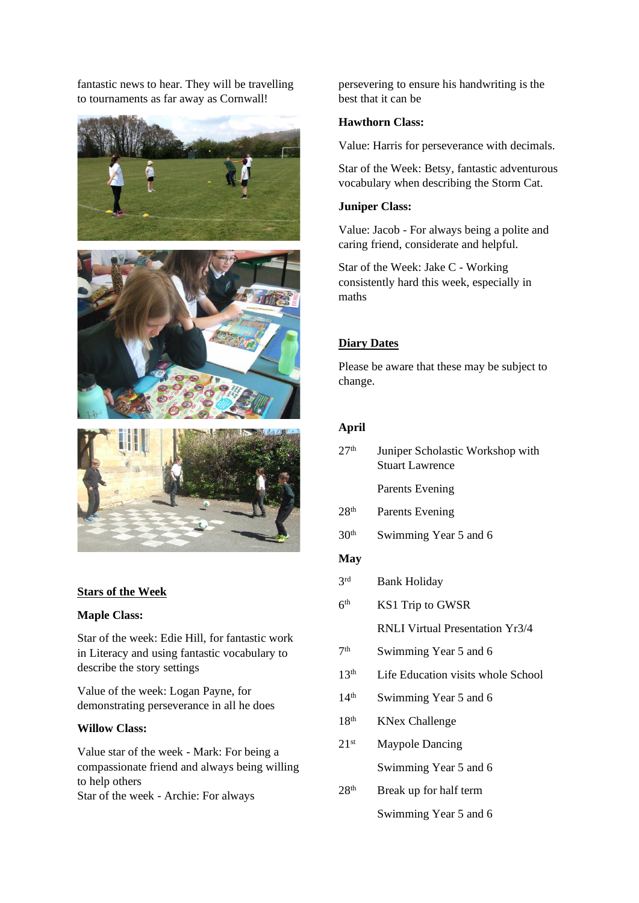fantastic news to hear. They will be travelling to tournaments as far away as Cornwall!

## Stars of the Week

**Maple Class:**

Star of the week: Edie Hill, for fantastic work in Literacy and using fantastic vocabulary to describe the story settings

Value of the week: Logan Payne, for demonstrating perseverance in all he does

**Willow Class:**

Value star of the week - Mark: For being a compassionate friend and always being willing to help others
Star of the week - Archie: For always persevering to ensure his handwriting is the best that it can be

**Hawthorn Class:**

Value: Harris for perseverance with decimals.

Star of the Week: Betsy, fantastic adventurous vocabulary when describing the Storm Cat.

**Juniper Class:**

Value: Jacob - For always being a polite and caring friend, considerate and helpful.

Star of the Week: Jake C - Working consistently hard this week, especially in maths

## Diary Dates

Please be aware that these may be subject to change.

**April**

| | |
|---|---|
| 27th | Juniper Scholastic Workshop with Stuart Lawrence |
| | Parents Evening |
| 28th | Parents Evening |
| 30th | Swimming Year 5 and 6 |

**May**

| | |
|---|---|
| 3rd | Bank Holiday |
| 6th | KS1 Trip to GWSR |
| | RNLI Virtual Presentation Yr3/4 |
| 7th | Swimming Year 5 and 6 |
| 13th | Life Education visits whole School |
| 14th | Swimming Year 5 and 6 |
| 18th | KNex Challenge |
| 21st | Maypole Dancing |
| | Swimming Year 5 and 6 |
| 28th | Break up for half term |
| | Swimming Year 5 and 6 |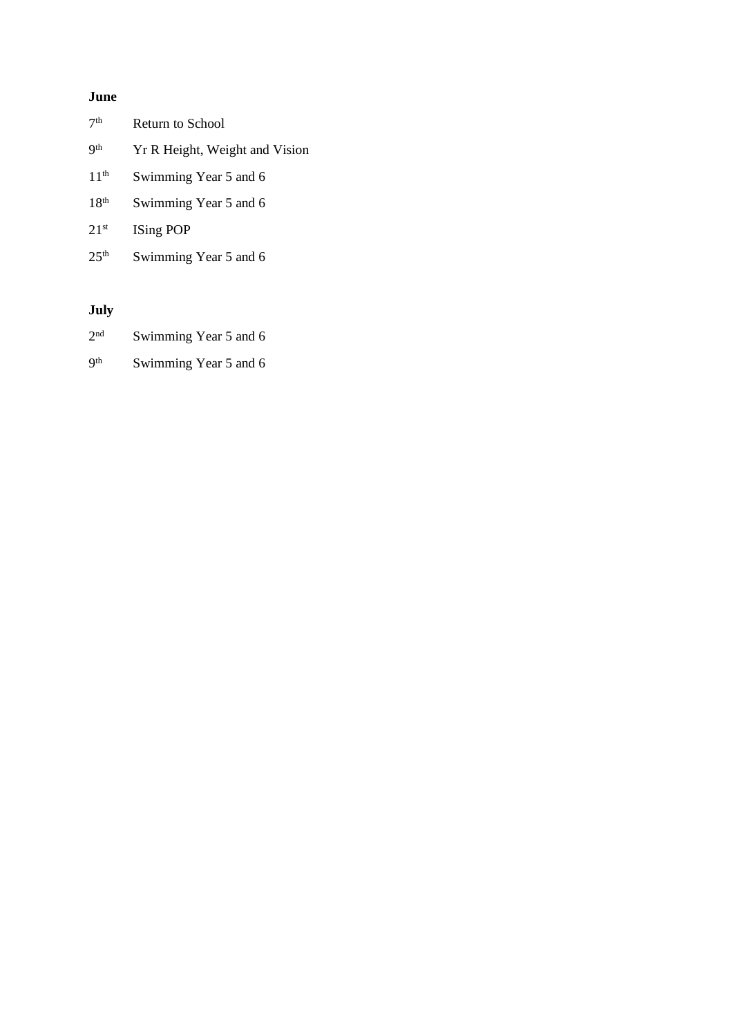**June**

7th Return to School

9th Yr R Height, Weight and Vision

11th Swimming Year 5 and 6

18th Swimming Year 5 and 6

21st ISing POP

25th Swimming Year 5 and 6

**July**

2nd Swimming Year 5 and 6

9th Swimming Year 5 and 6